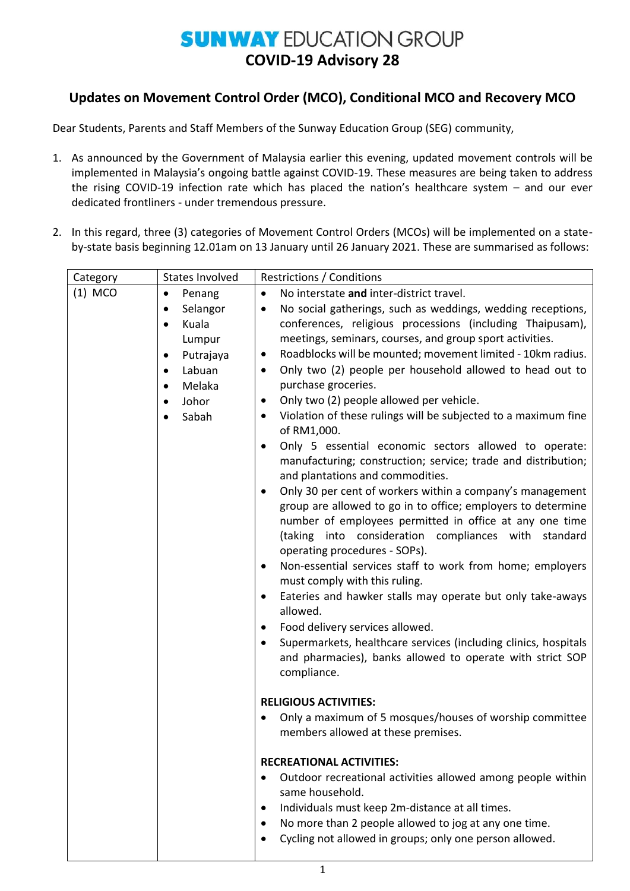# SUNWAY EDUCATION GROUP

## COVID-19 Advisory 28

### Updates on Movement Control Order (MCO), Conditional MCO and Recovery MCO

Dear Students, Parents and Staff Members of the Sunway Education Group (SEG) community,

1. As announced by the Government of Malaysia earlier this evening, updated movement controls will be implemented in Malaysia's ongoing battle against COVID-19. These measures are being taken to address the rising COVID-19 infection rate which has placed the nation's healthcare system – and our ever dedicated frontliners - under tremendous pressure.

2. In this regard, three (3) categories of Movement Control Orders (MCOs) will be implemented on a state-by-state basis beginning 12.01am on 13 January until 26 January 2021. These are summarised as follows:

| Category | States Involved | Restrictions / Conditions |
|---|---|---|
| (1) MCO | • Penang<br>• Selangor<br>• Kuala Lumpur<br>• Putrajaya<br>• Labuan<br>• Melaka<br>• Johor<br>• Sabah | • No interstate **and** inter-district travel.<br>• No social gatherings, such as weddings, wedding receptions, conferences, religious processions (including Thaipusam), meetings, seminars, courses, and group sport activities.<br>• Roadblocks will be mounted; movement limited - 10km radius.<br>• Only two (2) people per household allowed to head out to purchase groceries.<br>• Only two (2) people allowed per vehicle.<br>• Violation of these rulings will be subjected to a maximum fine of RM1,000.<br>• Only 5 essential economic sectors allowed to operate: manufacturing; construction; service; trade and distribution; and plantations and commodities.<br>• Only 30 per cent of workers within a company's management group are allowed to go in to office; employers to determine number of employees permitted in office at any one time (taking into consideration compliances with standard operating procedures - SOPs).<br>• Non-essential services staff to work from home; employers must comply with this ruling.<br>• Eateries and hawker stalls may operate but only take-aways allowed.<br>• Food delivery services allowed.<br>• Supermarkets, healthcare services (including clinics, hospitals and pharmacies), banks allowed to operate with strict SOP compliance.<br><br>**RELIGIOUS ACTIVITIES:**<br>• Only a maximum of 5 mosques/houses of worship committee members allowed at these premises.<br><br>**RECREATIONAL ACTIVITIES:**<br>• Outdoor recreational activities allowed among people within same household.<br>• Individuals must keep 2m-distance at all times.<br>• No more than 2 people allowed to jog at any one time.<br>• Cycling not allowed in groups; only one person allowed. |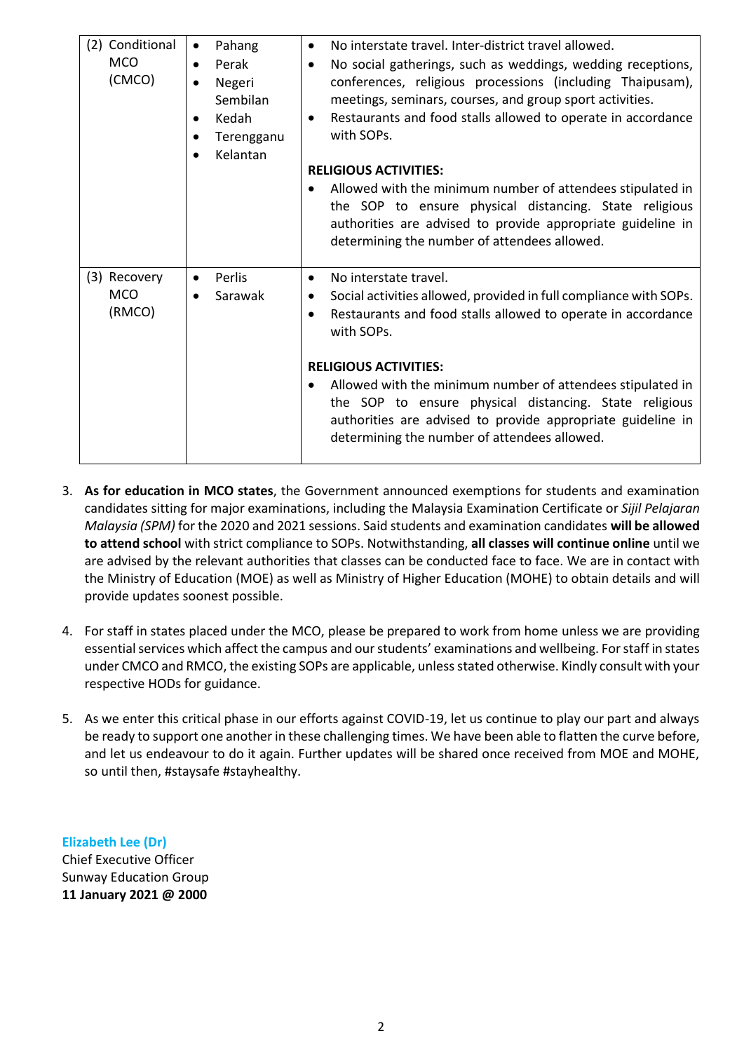| | | |
|---|---|---|
| (2) Conditional MCO (CMCO) | • Pahang<br>• Perak<br>• Negeri Sembilan<br>• Kedah<br>• Terengganu<br>• Kelantan | • No interstate travel. Inter-district travel allowed.<br>• No social gatherings, such as weddings, wedding receptions, conferences, religious processions (including Thaipusam), meetings, seminars, courses, and group sport activities.<br>• Restaurants and food stalls allowed to operate in accordance with SOPs.<br><br>**RELIGIOUS ACTIVITIES:**<br>• Allowed with the minimum number of attendees stipulated in the SOP to ensure physical distancing. State religious authorities are advised to provide appropriate guideline in determining the number of attendees allowed. |
| (3) Recovery MCO (RMCO) | • Perlis<br>• Sarawak | • No interstate travel.<br>• Social activities allowed, provided in full compliance with SOPs.<br>• Restaurants and food stalls allowed to operate in accordance with SOPs.<br><br>**RELIGIOUS ACTIVITIES:**<br>• Allowed with the minimum number of attendees stipulated in the SOP to ensure physical distancing. State religious authorities are advised to provide appropriate guideline in determining the number of attendees allowed. |

3. **As for education in MCO states**, the Government announced exemptions for students and examination candidates sitting for major examinations, including the Malaysia Examination Certificate or *Sijil Pelajaran Malaysia (SPM)* for the 2020 and 2021 sessions. Said students and examination candidates **will be allowed to attend school** with strict compliance to SOPs. Notwithstanding, **all classes will continue online** until we are advised by the relevant authorities that classes can be conducted face to face. We are in contact with the Ministry of Education (MOE) as well as Ministry of Higher Education (MOHE) to obtain details and will provide updates soonest possible.

4. For staff in states placed under the MCO, please be prepared to work from home unless we are providing essential services which affect the campus and our students' examinations and wellbeing. For staff in states under CMCO and RMCO, the existing SOPs are applicable, unless stated otherwise. Kindly consult with your respective HODs for guidance.

5. As we enter this critical phase in our efforts against COVID-19, let us continue to play our part and always be ready to support one another in these challenging times. We have been able to flatten the curve before, and let us endeavour to do it again. Further updates will be shared once received from MOE and MOHE, so until then, #staysafe #stayhealthy.

**Elizabeth Lee (Dr)**
Chief Executive Officer
Sunway Education Group
**11 January 2021 @ 2000**